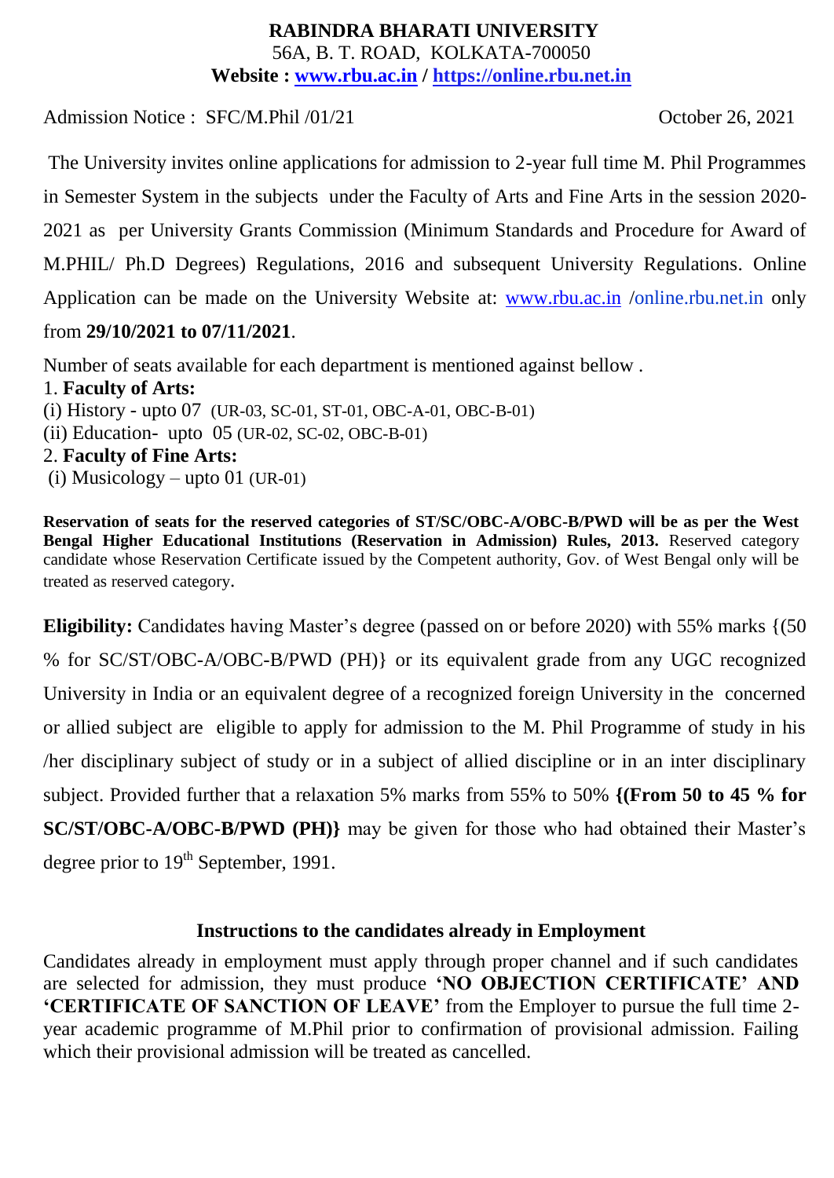**RABINDRA BHARATI UNIVERSITY**
56A, B. T. ROAD, KOLKATA-700050
**Website : www.rbu.ac.in / https://online.rbu.net.in**

Admission Notice : SFC/M.Phil /01/21 October 26, 2021

The University invites online applications for admission to 2-year full time M. Phil Programmes in Semester System in the subjects under the Faculty of Arts and Fine Arts in the session 2020-2021 as per University Grants Commission (Minimum Standards and Procedure for Award of M.PHIL/ Ph.D Degrees) Regulations, 2016 and subsequent University Regulations. Online Application can be made on the University Website at: www.rbu.ac.in /online.rbu.net.in only from **29/10/2021 to 07/11/2021**.

Number of seats available for each department is mentioned against bellow .

1. **Faculty of Arts:**
   (i) History - upto 07 (UR-03, SC-01, ST-01, OBC-A-01, OBC-B-01)
   (ii) Education- upto 05 (UR-02, SC-02, OBC-B-01)
2. **Faculty of Fine Arts:**
   (i) Musicology – upto 01 (UR-01)

**Reservation of seats for the reserved categories of ST/SC/OBC-A/OBC-B/PWD will be as per the West Bengal Higher Educational Institutions (Reservation in Admission) Rules, 2013.** Reserved category candidate whose Reservation Certificate issued by the Competent authority, Gov. of West Bengal only will be treated as reserved category.

**Eligibility:** Candidates having Master's degree (passed on or before 2020) with 55% marks {(50 % for SC/ST/OBC-A/OBC-B/PWD (PH)} or its equivalent grade from any UGC recognized University in India or an equivalent degree of a recognized foreign University in the concerned or allied subject are eligible to apply for admission to the M. Phil Programme of study in his /her disciplinary subject of study or in a subject of allied discipline or in an inter disciplinary subject. Provided further that a relaxation 5% marks from 55% to 50% **{(From 50 to 45 % for SC/ST/OBC-A/OBC-B/PWD (PH)}** may be given for those who had obtained their Master's degree prior to 19th September, 1991.

### Instructions to the candidates already in Employment

Candidates already in employment must apply through proper channel and if such candidates are selected for admission, they must produce **'NO OBJECTION CERTIFICATE' AND 'CERTIFICATE OF SANCTION OF LEAVE'** from the Employer to pursue the full time 2-year academic programme of M.Phil prior to confirmation of provisional admission. Failing which their provisional admission will be treated as cancelled.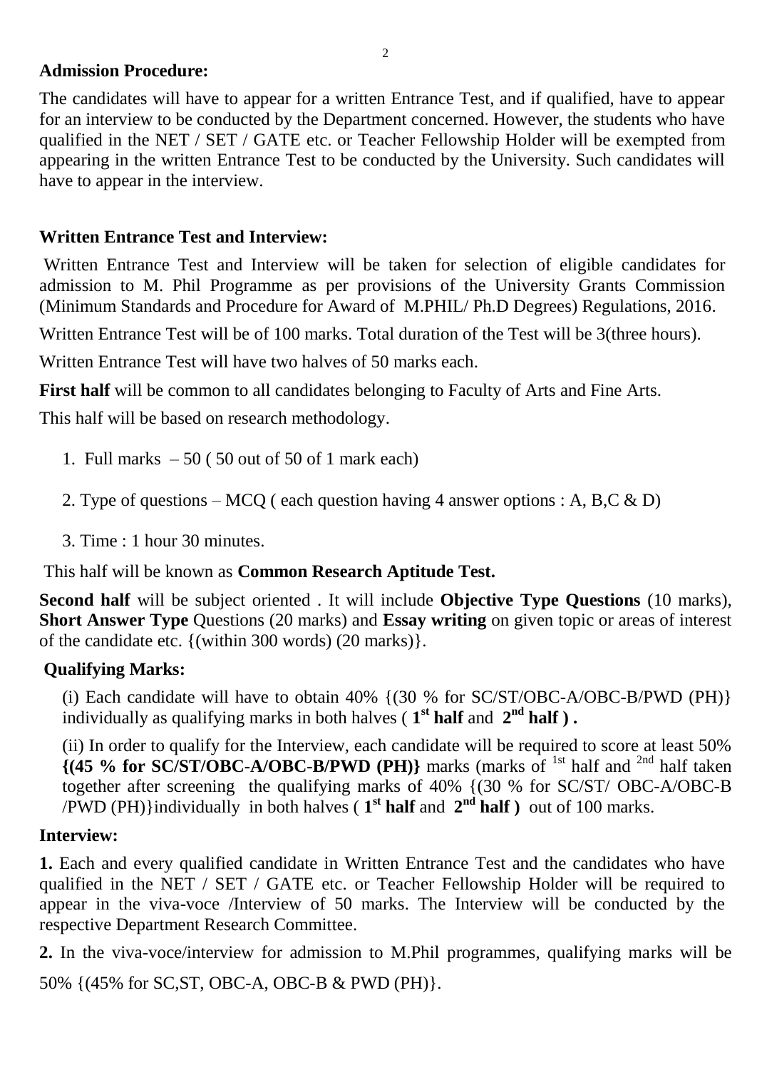## Admission Procedure:

The candidates will have to appear for a written Entrance Test, and if qualified, have to appear for an interview to be conducted by the Department concerned. However, the students who have qualified in the NET / SET / GATE etc. or Teacher Fellowship Holder will be exempted from appearing in the written Entrance Test to be conducted by the University. Such candidates will have to appear in the interview.

## Written Entrance Test and Interview:

Written Entrance Test and Interview will be taken for selection of eligible candidates for admission to M. Phil Programme as per provisions of the University Grants Commission (Minimum Standards and Procedure for Award of M.PHIL/ Ph.D Degrees) Regulations, 2016.

Written Entrance Test will be of 100 marks. Total duration of the Test will be 3(three hours).

Written Entrance Test will have two halves of 50 marks each.

**First half** will be common to all candidates belonging to Faculty of Arts and Fine Arts.

This half will be based on research methodology.

1. Full marks – 50 ( 50 out of 50 of 1 mark each)
2. Type of questions – MCQ ( each question having 4 answer options : A, B,C & D)
3. Time : 1 hour 30 minutes.

This half will be known as **Common Research Aptitude Test.**

**Second half** will be subject oriented . It will include **Objective Type Questions** (10 marks), **Short Answer Type** Questions (20 marks) and **Essay writing** on given topic or areas of interest of the candidate etc. {(within 300 words) (20 marks)}.

## Qualifying Marks:

(i) Each candidate will have to obtain 40% {(30 % for SC/ST/OBC-A/OBC-B/PWD (PH)} individually as qualifying marks in both halves ( **1st half** and **2nd half ) .**

(ii) In order to qualify for the Interview, each candidate will be required to score at least 50% **{(45 % for SC/ST/OBC-A/OBC-B/PWD (PH)}** marks (marks of 1st half and 2nd half taken together after screening the qualifying marks of 40% {(30 % for SC/ST/ OBC-A/OBC-B /PWD (PH)}individually in both halves ( **1st half** and **2nd half )** out of 100 marks.

## Interview:

**1.** Each and every qualified candidate in Written Entrance Test and the candidates who have qualified in the NET / SET / GATE etc. or Teacher Fellowship Holder will be required to appear in the viva-voce /Interview of 50 marks. The Interview will be conducted by the respective Department Research Committee.

**2.** In the viva-voce/interview for admission to M.Phil programmes, qualifying marks will be 50% {(45% for SC,ST, OBC-A, OBC-B & PWD (PH)}.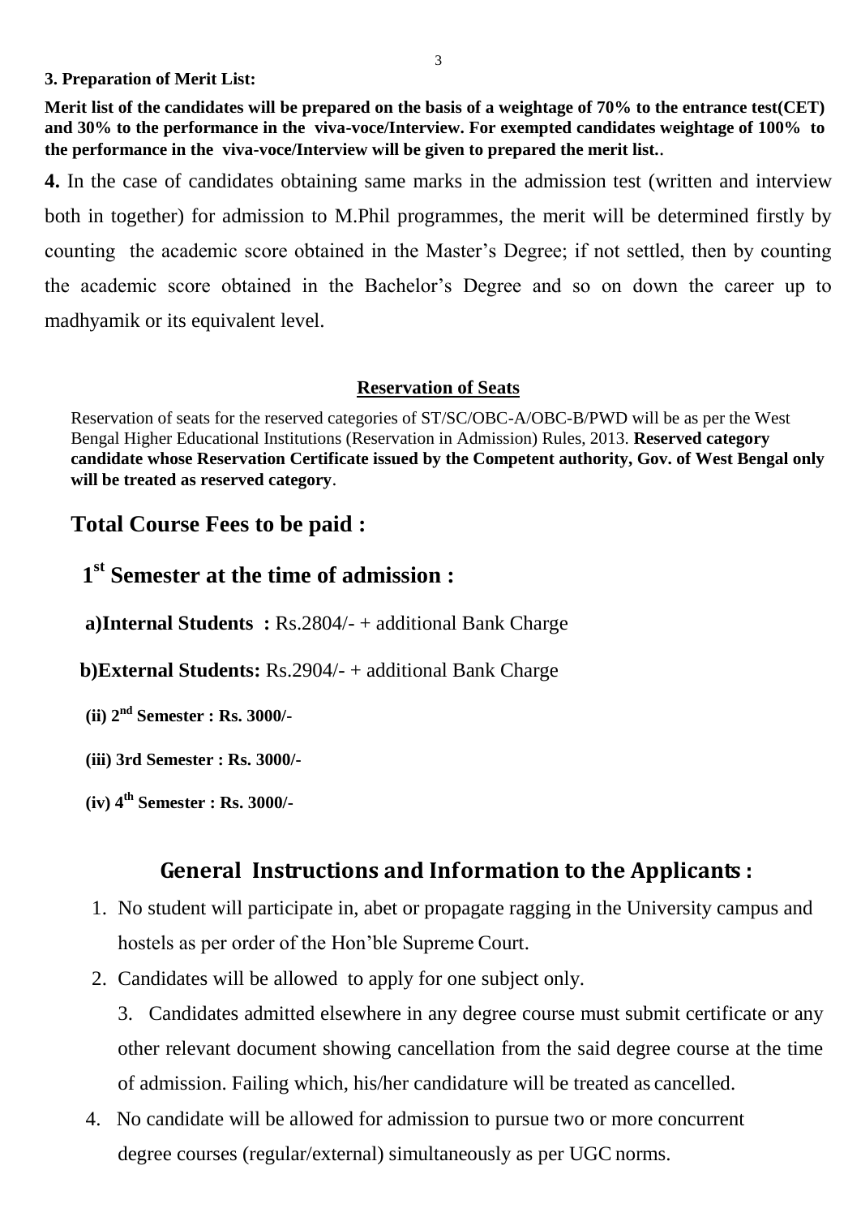**3. Preparation of Merit List:**

**Merit list of the candidates will be prepared on the basis of a weightage of 70% to the entrance test(CET) and 30% to the performance in the viva-voce/Interview. For exempted candidates weightage of 100% to the performance in the viva-voce/Interview will be given to prepared the merit list.**.

**4.** In the case of candidates obtaining same marks in the admission test (written and interview both in together) for admission to M.Phil programmes, the merit will be determined firstly by counting the academic score obtained in the Master's Degree; if not settled, then by counting the academic score obtained in the Bachelor's Degree and so on down the career up to madhyamik or its equivalent level.

## Reservation of Seats

Reservation of seats for the reserved categories of ST/SC/OBC-A/OBC-B/PWD will be as per the West Bengal Higher Educational Institutions (Reservation in Admission) Rules, 2013. **Reserved category candidate whose Reservation Certificate issued by the Competent authority, Gov. of West Bengal only will be treated as reserved category**.

## Total Course Fees to be paid :

### 1st Semester at the time of admission :

**a)Internal Students :** Rs.2804/- + additional Bank Charge

**b)External Students:** Rs.2904/- + additional Bank Charge

**(ii) 2nd Semester : Rs. 3000/-**

**(iii) 3rd Semester : Rs. 3000/-**

**(iv) 4th Semester : Rs. 3000/-**

## General Instructions and Information to the Applicants :

1. No student will participate in, abet or propagate ragging in the University campus and hostels as per order of the Hon'ble Supreme Court.
2. Candidates will be allowed to apply for one subject only.
3. Candidates admitted elsewhere in any degree course must submit certificate or any other relevant document showing cancellation from the said degree course at the time of admission. Failing which, his/her candidature will be treated as cancelled.
4. No candidate will be allowed for admission to pursue two or more concurrent degree courses (regular/external) simultaneously as per UGC norms.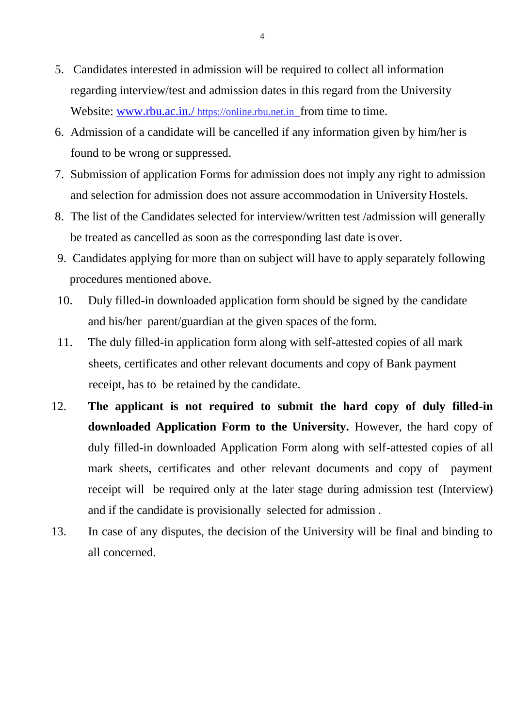5. Candidates interested in admission will be required to collect all information regarding interview/test and admission dates in this regard from the University Website: www.rbu.ac.in./ https://online.rbu.net.in from time to time.
6. Admission of a candidate will be cancelled if any information given by him/her is found to be wrong or suppressed.
7. Submission of application Forms for admission does not imply any right to admission and selection for admission does not assure accommodation in University Hostels.
8. The list of the Candidates selected for interview/written test /admission will generally be treated as cancelled as soon as the corresponding last date is over.
9. Candidates applying for more than on subject will have to apply separately following procedures mentioned above.
10. Duly filled-in downloaded application form should be signed by the candidate and his/her parent/guardian at the given spaces of the form.
11. The duly filled-in application form along with self-attested copies of all mark sheets, certificates and other relevant documents and copy of Bank payment receipt, has to be retained by the candidate.
12. **The applicant is not required to submit the hard copy of duly filled-in downloaded Application Form to the University.** However, the hard copy of duly filled-in downloaded Application Form along with self-attested copies of all mark sheets, certificates and other relevant documents and copy of payment receipt will be required only at the later stage during admission test (Interview) and if the candidate is provisionally selected for admission .
13. In case of any disputes, the decision of the University will be final and binding to all concerned.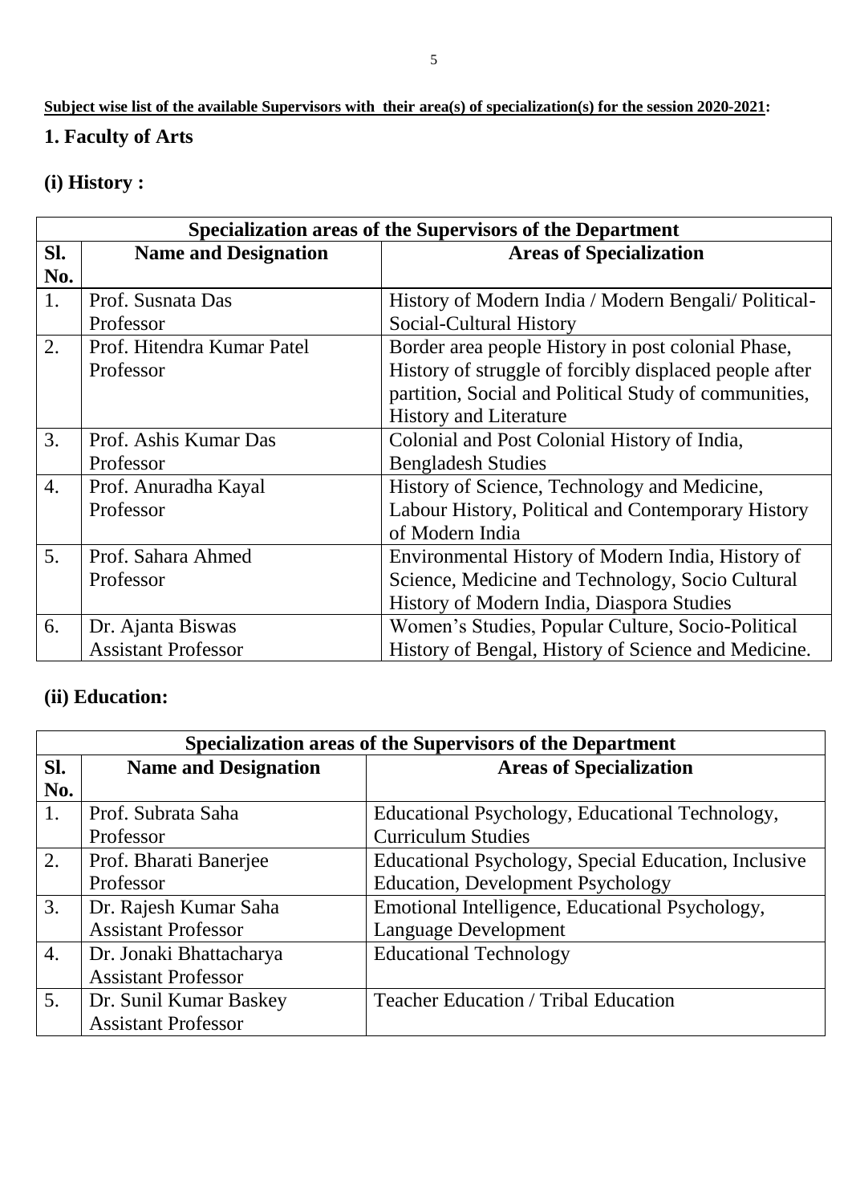**Subject wise list of the available Supervisors with their area(s) of specialization(s) for the session 2020-2021:**

## 1. Faculty of Arts

### (i) History :

| Specialization areas of the Supervisors of the Department | | |
|---|---|---|
| **Sl. No.** | **Name and Designation** | **Areas of Specialization** |
| 1. | Prof. Susnata Das<br>Professor | History of Modern India / Modern Bengali/ Political-Social-Cultural History |
| 2. | Prof. Hitendra Kumar Patel<br>Professor | Border area people History in post colonial Phase, History of struggle of forcibly displaced people after partition, Social and Political Study of communities, History and Literature |
| 3. | Prof. Ashis Kumar Das<br>Professor | Colonial and Post Colonial History of India, Bengladesh Studies |
| 4. | Prof. Anuradha Kayal<br>Professor | History of Science, Technology and Medicine, Labour History, Political and Contemporary History of Modern India |
| 5. | Prof. Sahara Ahmed<br>Professor | Environmental History of Modern India, History of Science, Medicine and Technology, Socio Cultural History of Modern India, Diaspora Studies |
| 6. | Dr. Ajanta Biswas<br>Assistant Professor | Women's Studies, Popular Culture, Socio-Political History of Bengal, History of Science and Medicine. |

### (ii) Education:

| Specialization areas of the Supervisors of the Department | | |
|---|---|---|
| **Sl. No.** | **Name and Designation** | **Areas of Specialization** |
| 1. | Prof. Subrata Saha<br>Professor | Educational Psychology, Educational Technology, Curriculum Studies |
| 2. | Prof. Bharati Banerjee<br>Professor | Educational Psychology, Special Education, Inclusive Education, Development Psychology |
| 3. | Dr. Rajesh Kumar Saha<br>Assistant Professor | Emotional Intelligence, Educational Psychology, Language Development |
| 4. | Dr. Jonaki Bhattacharya<br>Assistant Professor | Educational Technology |
| 5. | Dr. Sunil Kumar Baskey<br>Assistant Professor | Teacher Education / Tribal Education |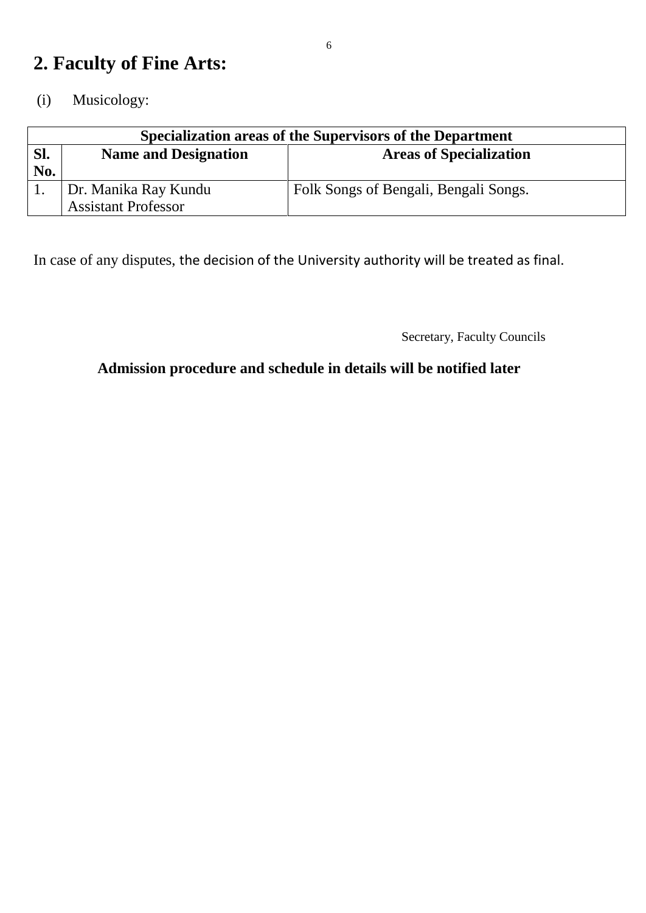## 2. Faculty of Fine Arts:

(i) Musicology:

| Specialization areas of the Supervisors of the Department | | |
|---|---|---|
| **Sl. No.** | **Name and Designation** | **Areas of Specialization** |
| 1. | Dr. Manika Ray Kundu<br>Assistant Professor | Folk Songs of Bengali, Bengali Songs. |

In case of any disputes, the decision of the University authority will be treated as final.

Secretary, Faculty Councils

**Admission procedure and schedule in details will be notified later**